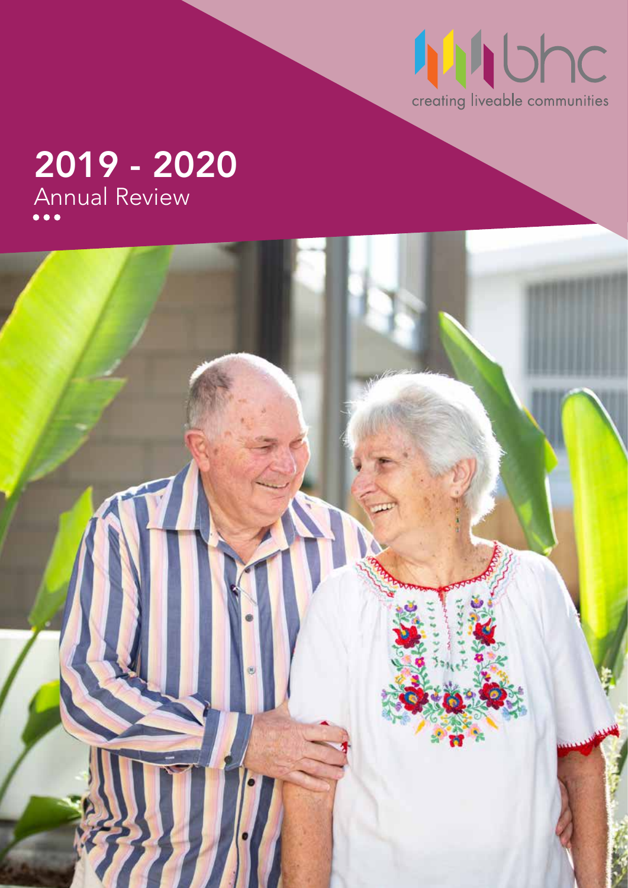bhc

creating liveable communities

# 2019 - 2020

Annual Review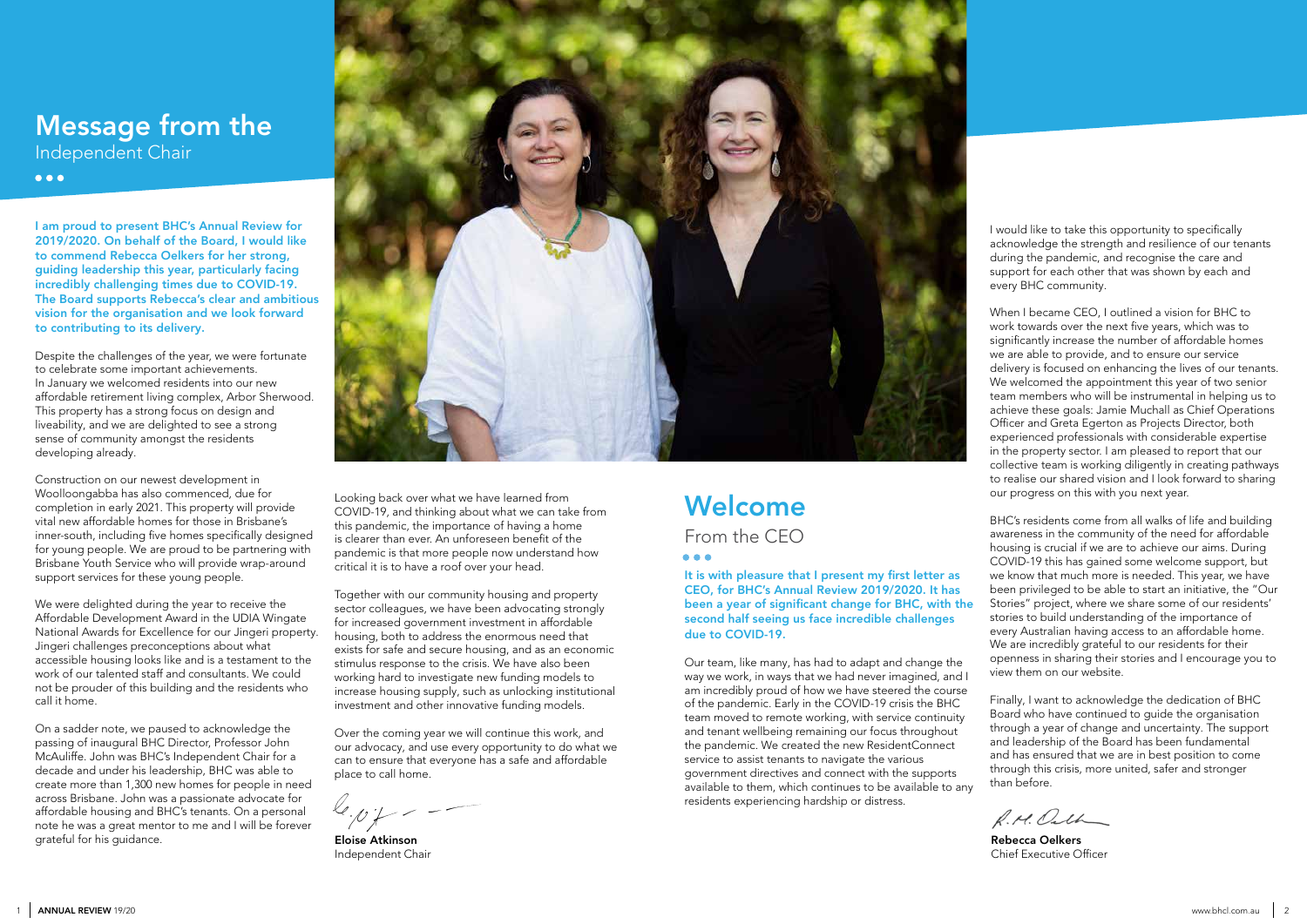# Message from the

## Independent Chair

**I am proud to present BHC's Annual Review for 2019/2020. On behalf of the Board, I would like to commend Rebecca Oelkers for her strong, guiding leadership this year, particularly facing incredibly challenging times due to COVID-19. The Board supports Rebecca's clear and ambitious vision for the organisation and we look forward to contributing to its delivery.**

Despite the challenges of the year, we were fortunate to celebrate some important achievements. In January we welcomed residents into our new affordable retirement living complex, Arbor Sherwood. This property has a strong focus on design and liveability, and we are delighted to see a strong sense of community amongst the residents developing already.

Construction on our newest development in Woolloongabba has also commenced, due for completion in early 2021. This property will provide vital new affordable homes for those in Brisbane's inner-south, including five homes specifically designed for young people. We are proud to be partnering with Brisbane Youth Service who will provide wrap-around support services for these young people.

We were delighted during the year to receive the Affordable Development Award in the UDIA Wingate National Awards for Excellence for our Jingeri property. Jingeri challenges preconceptions about what accessible housing looks like and is a testament to the work of our talented staff and consultants. We could not be prouder of this building and the residents who call it home.

On a sadder note, we paused to acknowledge the passing of inaugural BHC Director, Professor John McAuliffe. John was BHC's Independent Chair for a decade and under his leadership, BHC was able to create more than 1,300 new homes for people in need across Brisbane. John was a passionate advocate for affordable housing and BHC's tenants. On a personal note he was a great mentor to me and I will be forever grateful for his guidance.

Looking back over what we have learned from COVID-19, and thinking about what we can take from this pandemic, the importance of having a home is clearer than ever. An unforeseen benefit of the pandemic is that more people now understand how critical it is to have a roof over your head.

Together with our community housing and property sector colleagues, we have been advocating strongly for increased government investment in affordable housing, both to address the enormous need that exists for safe and secure housing, and as an economic stimulus response to the crisis. We have also been working hard to investigate new funding models to increase housing supply, such as unlocking institutional investment and other innovative funding models.

Over the coming year we will continue this work, and our advocacy, and use every opportunity to do what we can to ensure that everyone has a safe and affordable place to call home.

**Eloise Atkinson**
Independent Chair

# Welcome

## From the CEO

**It is with pleasure that I present my first letter as CEO, for BHC's Annual Review 2019/2020. It has been a year of significant change for BHC, with the second half seeing us face incredible challenges due to COVID-19.**

Our team, like many, has had to adapt and change the way we work, in ways that we had never imagined, and I am incredibly proud of how we have steered the course of the pandemic. Early in the COVID-19 crisis the BHC team moved to remote working, with service continuity and tenant wellbeing remaining our focus throughout the pandemic. We created the new ResidentConnect service to assist tenants to navigate the various government directives and connect with the supports available to them, which continues to be available to any residents experiencing hardship or distress.

I would like to take this opportunity to specifically acknowledge the strength and resilience of our tenants during the pandemic, and recognise the care and support for each other that was shown by each and every BHC community.

When I became CEO, I outlined a vision for BHC to work towards over the next five years, which was to significantly increase the number of affordable homes we are able to provide, and to ensure our service delivery is focused on enhancing the lives of our tenants. We welcomed the appointment this year of two senior team members who will be instrumental in helping us to achieve these goals: Jamie Muchall as Chief Operations Officer and Greta Egerton as Projects Director, both experienced professionals with considerable expertise in the property sector. I am pleased to report that our collective team is working diligently in creating pathways to realise our shared vision and I look forward to sharing our progress on this with you next year.

BHC's residents come from all walks of life and building awareness in the community of the need for affordable housing is crucial if we are to achieve our aims. During COVID-19 this has gained some welcome support, but we know that much more is needed. This year, we have been privileged to be able to start an initiative, the "Our Stories" project, where we share some of our residents' stories to build understanding of the importance of every Australian having access to an affordable home. We are incredibly grateful to our residents for their openness in sharing their stories and I encourage you to view them on our website.

Finally, I want to acknowledge the dedication of BHC Board who have continued to guide the organisation through a year of change and uncertainty. The support and leadership of the Board has been fundamental and has ensured that we are in best position to come through this crisis, more united, safer and stronger than before.

**Rebecca Oelkers**
Chief Executive Officer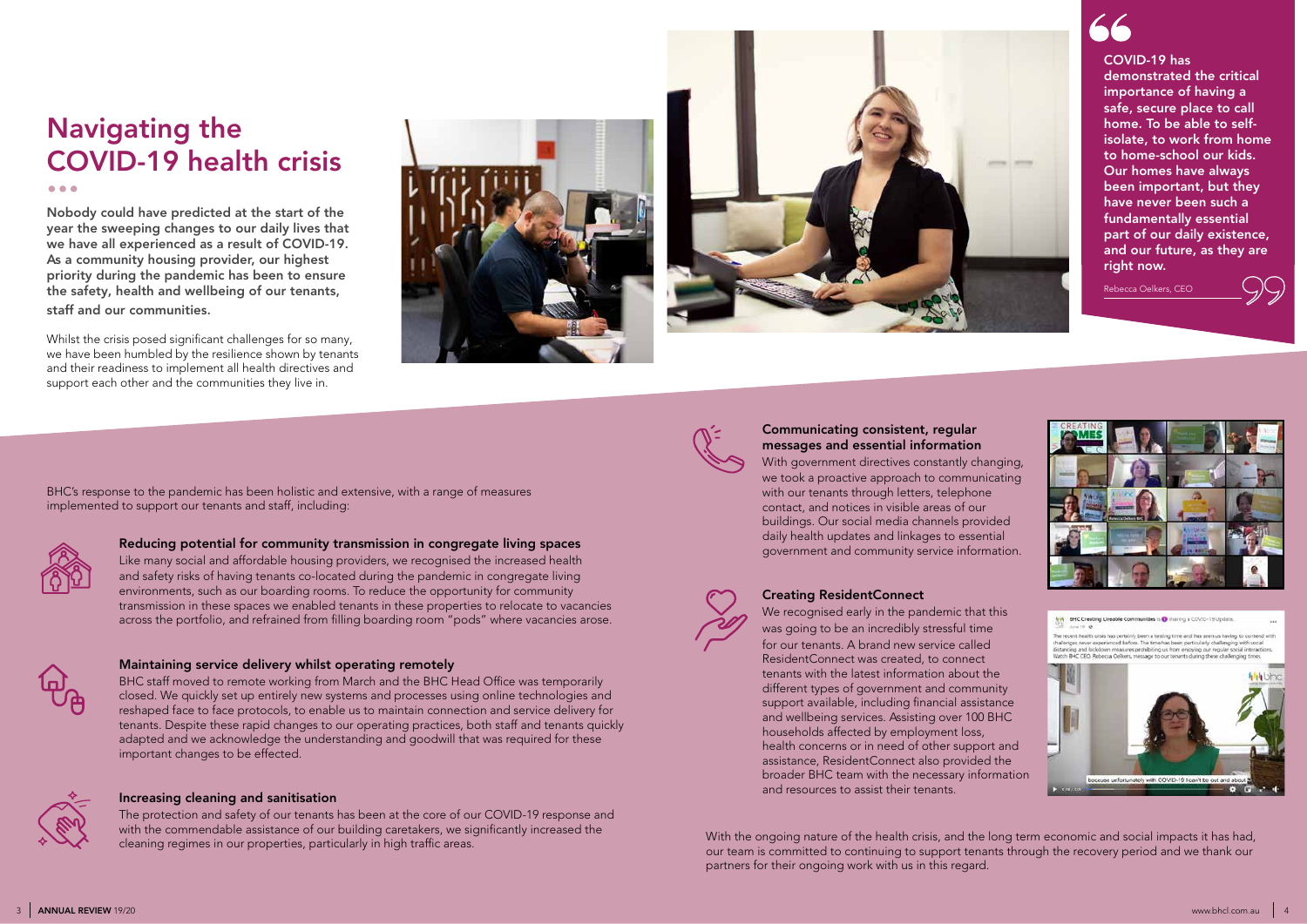# Navigating the COVID-19 health crisis

**Nobody could have predicted at the start of the year the sweeping changes to our daily lives that we have all experienced as a result of COVID-19. As a community housing provider, our highest priority during the pandemic has been to ensure the safety, health and wellbeing of our tenants, staff and our communities.**

Whilst the crisis posed significant challenges for so many, we have been humbled by the resilience shown by tenants and their readiness to implement all health directives and support each other and the communities they live in.

> **COVID-19 has demonstrated the critical importance of having a safe, secure place to call home. To be able to self-isolate, to work from home to home-school our kids. Our homes have always been important, but they have never been such a fundamentally essential part of our daily existence, and our future, as they are right now.**
>
> Rebecca Oelkers, CEO

BHC's response to the pandemic has been holistic and extensive, with a range of measures implemented to support our tenants and staff, including:

### Reducing potential for community transmission in congregate living spaces

Like many social and affordable housing providers, we recognised the increased health and safety risks of having tenants co-located during the pandemic in congregate living environments, such as our boarding rooms. To reduce the opportunity for community transmission in these spaces we enabled tenants in these properties to relocate to vacancies across the portfolio, and refrained from filling boarding room "pods" where vacancies arose.

### Maintaining service delivery whilst operating remotely

BHC staff moved to remote working from March and the BHC Head Office was temporarily closed. We quickly set up entirely new systems and processes using online technologies and reshaped face to face protocols, to enable us to maintain connection and service delivery for tenants. Despite these rapid changes to our operating practices, both staff and tenants quickly adapted and we acknowledge the understanding and goodwill that was required for these important changes to be effected.

### Increasing cleaning and sanitisation

The protection and safety of our tenants has been at the core of our COVID-19 response and with the commendable assistance of our building caretakers, we significantly increased the cleaning regimes in our properties, particularly in high traffic areas.

### Communicating consistent, regular messages and essential information

With government directives constantly changing, we took a proactive approach to communicating with our tenants through letters, telephone contact, and notices in visible areas of our buildings. Our social media channels provided daily health updates and linkages to essential government and community service information.

### Creating ResidentConnect

We recognised early in the pandemic that this was going to be an incredibly stressful time for our tenants. A brand new service called ResidentConnect was created, to connect tenants with the latest information about the different types of government and community support available, including financial assistance and wellbeing services. Assisting over 100 BHC households affected by employment loss, health concerns or in need of other support and assistance, ResidentConnect also provided the broader BHC team with the necessary information and resources to assist their tenants.

With the ongoing nature of the health crisis, and the long term economic and social impacts it has had, our team is committed to continuing to support tenants through the recovery period and we thank our partners for their ongoing work with us in this regard.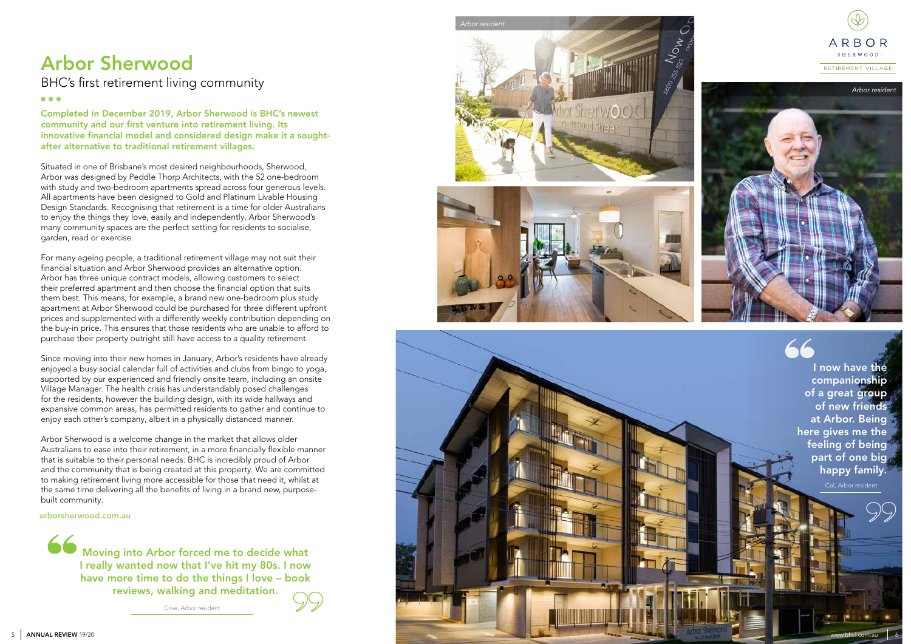# Arbor Sherwood

## BHC's first retirement living community

**Completed in December 2019, Arbor Sherwood is BHC's newest community and our first venture into retirement living. Its innovative financial model and considered design make it a sought-after alternative to traditional retirement villages.**

Situated in one of Brisbane's most desired neighbourhoods, Sherwood, Arbor was designed by Peddle Thorp Architects, with the 52 one-bedroom with study and two-bedroom apartments spread across four generous levels. All apartments have been designed to Gold and Platinum Livable Housing Design Standards. Recognising that retirement is a time for older Australians to enjoy the things they love, easily and independently, Arbor Sherwood's many community spaces are the perfect setting for residents to socialise, garden, read or exercise.

For many ageing people, a traditional retirement village may not suit their financial situation and Arbor Sherwood provides an alternative option. Arbor has three unique contract models, allowing customers to select their preferred apartment and then choose the financial option that suits them best. This means, for example, a brand new one-bedroom plus study apartment at Arbor Sherwood could be purchased for three different upfront prices and supplemented with a differently weekly contribution depending on the buy-in price. This ensures that those residents who are unable to afford to purchase their property outright still have access to a quality retirement.

Since moving into their new homes in January, Arbor's residents have already enjoyed a busy social calendar full of activities and clubs from bingo to yoga, supported by our experienced and friendly onsite team, including an onsite Village Manager. The health crisis has understandably posed challenges for the residents, however the building design, with its wide hallways and expansive common areas, has permitted residents to gather and continue to enjoy each other's company, albeit in a physically distanced manner.

Arbor Sherwood is a welcome change in the market that allows older Australians to ease into their retirement, in a more financially flexible manner that is suitable to their personal needs. BHC is incredibly proud of Arbor and the community that is being created at this property. We are committed to making retirement living more accessible for those that need it, whilst at the same time delivering all the benefits of living in a brand new, purpose-built community.

**arborsherwood.com.au**

> **Moving into Arbor forced me to decide what I really wanted now that I've hit my 80s. I now have more time to do the things I love – book reviews, walking and meditation.**
>
> Clive, Arbor resident

*Arbor resident*

ARBOR · SHERWOOD · RETIREMENT VILLAGE

*Arbor resident*

> **I now have the companionship of a great group of new friends at Arbor. Being here gives me the feeling of being part of one big happy family.**
>
> Col, Arbor resident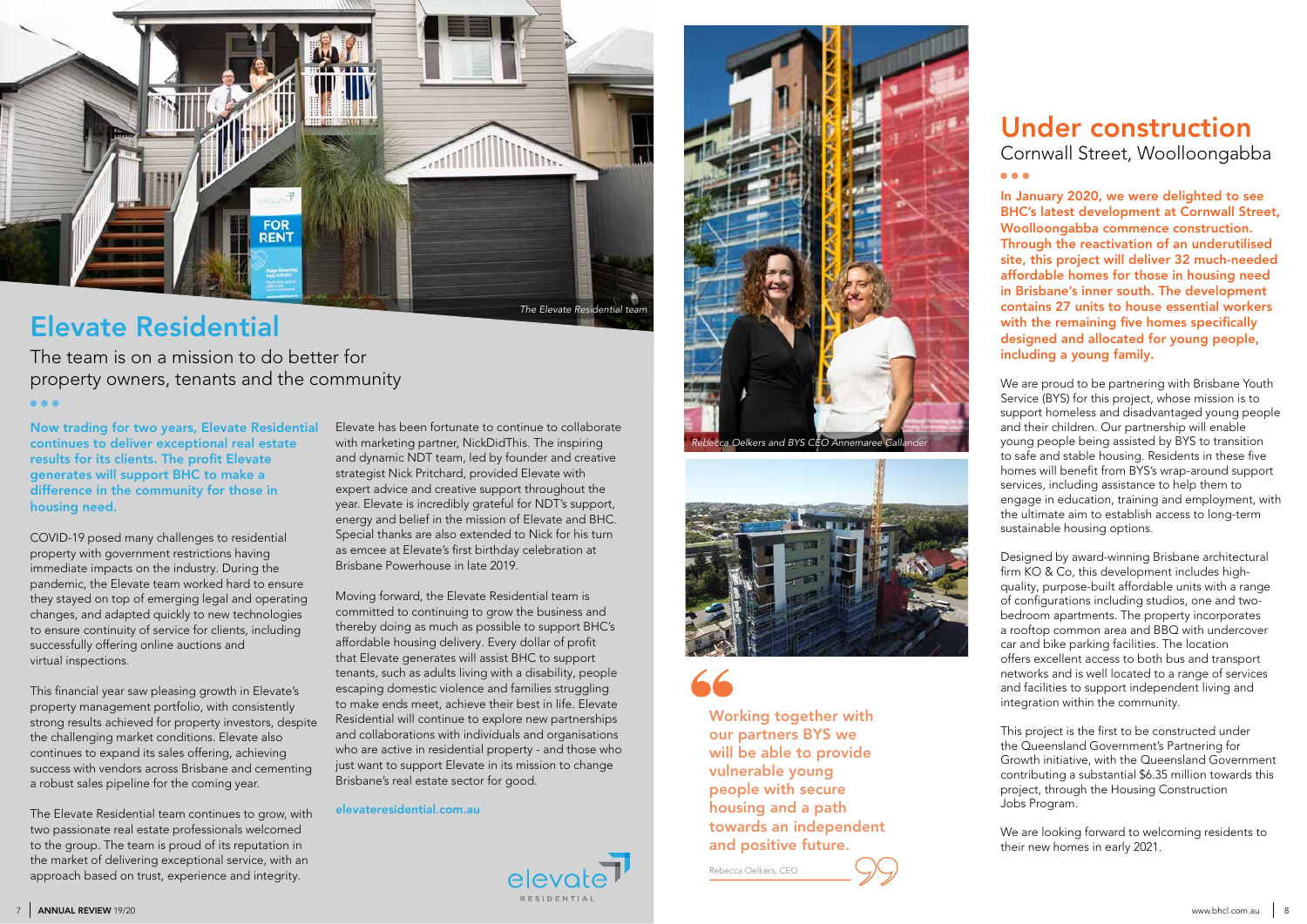The Elevate Residential team

# Elevate Residential

The team is on a mission to do better for property owners, tenants and the community

**Now trading for two years, Elevate Residential continues to deliver exceptional real estate results for its clients. The profit Elevate generates will support BHC to make a difference in the community for those in housing need.**

COVID-19 posed many challenges to residential property with government restrictions having immediate impacts on the industry. During the pandemic, the Elevate team worked hard to ensure they stayed on top of emerging legal and operating changes, and adapted quickly to new technologies to ensure continuity of service for clients, including successfully offering online auctions and virtual inspections.

This financial year saw pleasing growth in Elevate's property management portfolio, with consistently strong results achieved for property investors, despite the challenging market conditions. Elevate also continues to expand its sales offering, achieving success with vendors across Brisbane and cementing a robust sales pipeline for the coming year.

The Elevate Residential team continues to grow, with two passionate real estate professionals welcomed to the group. The team is proud of its reputation in the market of delivering exceptional service, with an approach based on trust, experience and integrity.

Elevate has been fortunate to continue to collaborate with marketing partner, NickDidThis. The inspiring and dynamic NDT team, led by founder and creative strategist Nick Pritchard, provided Elevate with expert advice and creative support throughout the year. Elevate is incredibly grateful for NDT's support, energy and belief in the mission of Elevate and BHC. Special thanks are also extended to Nick for his turn as emcee at Elevate's first birthday celebration at Brisbane Powerhouse in late 2019.

Moving forward, the Elevate Residential team is committed to continuing to grow the business and thereby doing as much as possible to support BHC's affordable housing delivery. Every dollar of profit that Elevate generates will assist BHC to support tenants, such as adults living with a disability, people escaping domestic violence and families struggling to make ends meet, achieve their best in life. Elevate Residential will continue to explore new partnerships and collaborations with individuals and organisations who are active in residential property - and those who just want to support Elevate in its mission to change Brisbane's real estate sector for good.

elevateresidential.com.au

*Rebecca Oelkers and BYS CEO Annemaree Callander*

> **Working together with our partners BYS we will be able to provide vulnerable young people with secure housing and a path towards an independent and positive future.**
>
> Rebecca Oelkers, CEO

# Under construction

Cornwall Street, Woolloongabba

**In January 2020, we were delighted to see BHC's latest development at Cornwall Street, Woolloongabba commence construction. Through the reactivation of an underutilised site, this project will deliver 32 much-needed affordable homes for those in housing need in Brisbane's inner south. The development contains 27 units to house essential workers with the remaining five homes specifically designed and allocated for young people, including a young family.**

We are proud to be partnering with Brisbane Youth Service (BYS) for this project, whose mission is to support homeless and disadvantaged young people and their children. Our partnership will enable young people being assisted by BYS to transition to safe and stable housing. Residents in these five homes will benefit from BYS's wrap-around support services, including assistance to help them to engage in education, training and employment, with the ultimate aim to establish access to long-term sustainable housing options.

Designed by award-winning Brisbane architectural firm KO & Co, this development includes high-quality, purpose-built affordable units with a range of configurations including studios, one and two-bedroom apartments. The property incorporates a rooftop common area and BBQ with undercover car and bike parking facilities. The location offers excellent access to both bus and transport networks and is well located to a range of services and facilities to support independent living and integration within the community.

This project is the first to be constructed under the Queensland Government's Partnering for Growth initiative, with the Queensland Government contributing a substantial $6.35 million towards this project, through the Housing Construction Jobs Program.

We are looking forward to welcoming residents to their new homes in early 2021.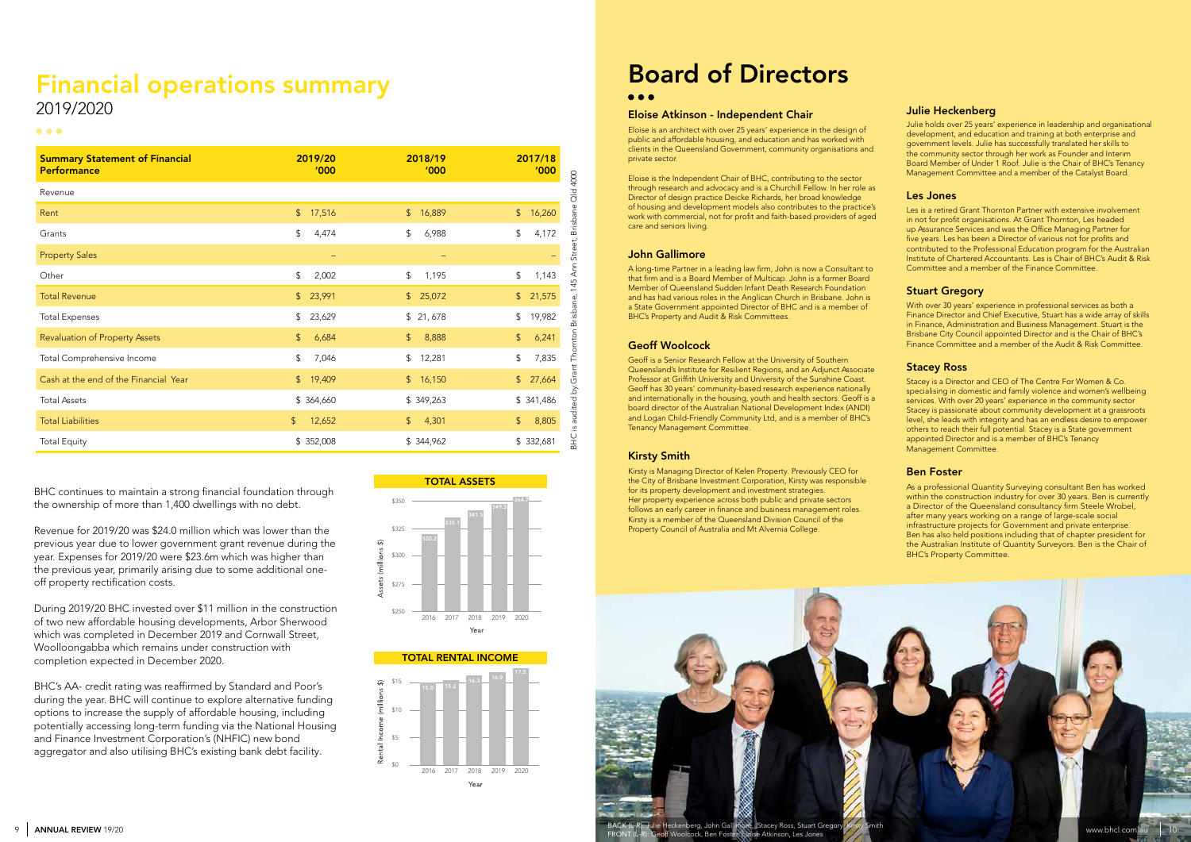# Financial operations summary

2019/2020

| Summary Statement of Financial Performance | 2019/20 '000 | 2018/19 '000 | 2017/18 '000 |
|---|---|---|---|
| Revenue | | | |
| Rent | $ 17,516 | $ 16,889 | $ 16,260 |
| Grants | $ 4,474 | $ 6,988 | $ 4,172 |
| Property Sales | – | – | – |
| Other | $ 2,002 | $ 1,195 | $ 1,143 |
| Total Revenue | $ 23,991 | $ 25,072 | $ 21,575 |
| Total Expenses | $ 23,629 | $ 21, 678 | $ 19,982 |
| Revaluation of Property Assets | $ 6,684 | $ 8,888 | $ 6,241 |
| Total Comprehensive Income | $ 7,046 | $ 12,281 | $ 7,835 |
| Cash at the end of the Financial Year | $ 19,409 | $ 16,150 | $ 27,664 |
| Total Assets | $ 364,660 | $ 349,263 | $ 341,486 |
| Total Liabilities | $ 12,652 | $ 4,301 | $ 8,805 |
| Total Equity | $ 352,008 | $ 344,962 | $ 332,681 |

BHC is audited by Grant Thornton Brisbane, 145 Ann Street, Brisbane Qld 4000

BHC continues to maintain a strong financial foundation through the ownership of more than 1,400 dwellings with no debt.

Revenue for 2019/20 was $24.0 million which was lower than the previous year due to lower government grant revenue during the year. Expenses for 2019/20 were $23.6m which was higher than the previous year, primarily arising due to some additional one-off property rectification costs.

During 2019/20 BHC invested over $11 million in the construction of two new affordable housing developments, Arbor Sherwood which was completed in December 2019 and Cornwall Street, Woolloongabba which remains under construction with completion expected in December 2020.

BHC's AA- credit rating was reaffirmed by Standard and Poor's during the year. BHC will continue to explore alternative funding options to increase the supply of affordable housing, including potentially accessing long-term funding via the National Housing and Finance Investment Corporation's (NHFIC) new bond aggregator and also utilising BHC's existing bank debt facility.

**TOTAL ASSETS**

| Year | Assets (millions $) |
|---|---|
| 2016 | 320.2 |
| 2017 | 335.1 |
| 2018 | 341.5 |
| 2019 | 349.3 |
| 2020 | 364.7 |

**TOTAL RENTAL INCOME**

| Year | Rental Income (millions $) |
|---|---|
| 2016 | 15.0 |
| 2017 | 15.2 |
| 2018 | 16.3 |
| 2019 | 16.9 |
| 2020 | 17.5 |

# Board of Directors

### Eloise Atkinson - Independent Chair

Eloise is an architect with over 25 years' experience in the design of public and affordable housing, and education and has worked with clients in the Queensland Government, community organisations and private sector.

Eloise is the Independent Chair of BHC, contributing to the sector through research and advocacy and is a Churchill Fellow. In her role as Director of design practice Deicke Richards, her broad knowledge of housing and development models also contributes to the practice's work with commercial, not for profit and faith-based providers of aged care and seniors living.

### John Gallimore

A long-time Partner in a leading law firm, John is now a Consultant to that firm and is a Board Member of Multicap. John is a former Board Member of Queensland Sudden Infant Death Research Foundation and has had various roles in the Anglican Church in Brisbane. John is a State Government appointed Director of BHC and is a member of BHC's Property and Audit & Risk Committees.

### Geoff Woolcock

Geoff is a Senior Research Fellow at the University of Southern Queensland's Institute for Resilient Regions, and an Adjunct Associate Professor at Griffith University and University of the Sunshine Coast. Geoff has 30 years' community-based research experience nationally and internationally in the housing, youth and health sectors. Geoff is a board director of the Australian National Development Index (ANDI) and Logan Child-Friendly Community Ltd, and is a member of BHC's Tenancy Management Committee.

### Kirsty Smith

Kirsty is Managing Director of Kelen Property. Previously CEO for the City of Brisbane Investment Corporation, Kirsty was responsible for its property development and investment strategies. Her property experience across both public and private sectors follows an early career in finance and business management roles. Kirsty is a member of the Queensland Division Council of the Property Council of Australia and Mt Alvernia College.

### Julie Heckenberg

Julie holds over 25 years' experience in leadership and organisational development, and education and training at both enterprise and government levels. Julie has successfully translated her skills to the community sector through her work as Founder and Interim Board Member of Under 1 Roof. Julie is the Chair of BHC's Tenancy Management Committee and a member of the Catalyst Board.

### Les Jones

Les is a retired Grant Thornton Partner with extensive involvement in not for profit organisations. At Grant Thornton, Les headed up Assurance Services and was the Office Managing Partner for five years. Les has been a Director of various not for profits and contributed to the Professional Education program for the Australian Institute of Chartered Accountants. Les is Chair of BHC's Audit & Risk Committee and a member of the Finance Committee.

### Stuart Gregory

With over 30 years' experience in professional services as both a Finance Director and Chief Executive, Stuart has a wide array of skills in Finance, Administration and Business Management. Stuart is the Brisbane City Council appointed Director and is the Chair of BHC's Finance Committee and a member of the Audit & Risk Committee.

### Stacey Ross

Stacey is a Director and CEO of The Centre For Women & Co. specialising in domestic and family violence and women's wellbeing services. With over 20 years' experience in the community sector Stacey is passionate about community development at a grassroots level, she leads with integrity and has an endless desire to empower others to reach their full potential. Stacey is a State government appointed Director and is a member of BHC's Tenancy Management Committee.

### Ben Foster

As a professional Quantity Surveying consultant Ben has worked within the construction industry for over 30 years. Ben is currently a Director of the Queensland consultancy firm Steele Wrobel, after many years working on a range of large-scale social infrastructure projects for Government and private enterprise. Ben has also held positions including that of chapter president for the Australian Institute of Quantity Surveyors. Ben is the Chair of BHC's Property Committee.

BACK (L-R): Julie Heckenberg, John Gallimore, Stacey Ross, Stuart Gregory, Kirsty Smith
FRONT (L-R): Geoff Woolcock, Ben Foster, Eloise Atkinson, Les Jones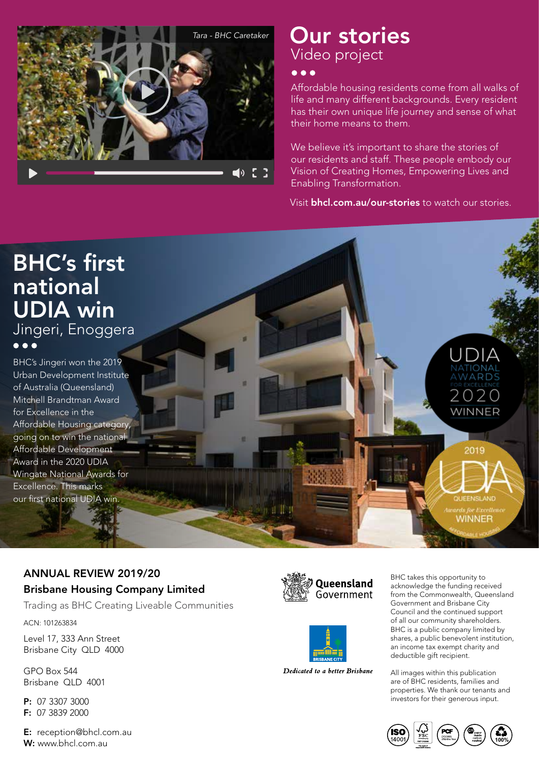Tara - BHC Caretaker

# Our stories

## Video project

Affordable housing residents come from all walks of life and many different backgrounds. Every resident has their own unique life journey and sense of what their home means to them.

We believe it's important to share the stories of our residents and staff. These people embody our Vision of Creating Homes, Empowering Lives and Enabling Transformation.

Visit **bhcl.com.au/our-stories** to watch our stories.

# BHC's first national UDIA win

## Jingeri, Enoggera

BHC's Jingeri won the 2019 Urban Development Institute of Australia (Queensland) Mitchell Brandtman Award for Excellence in the Affordable Housing category, going on to win the national Affordable Development Award in the 2020 UDIA Wingate National Awards for Excellence. This marks our first national UDIA win.

UDIA NATIONAL AWARDS FOR EXCELLENCE 2020 WINNER

2019 UDIA QUEENSLAND Awards for Excellence WINNER AFFORDABLE HOUSING

**ANNUAL REVIEW 2019/20**

**Brisbane Housing Company Limited**

Trading as BHC Creating Liveable Communities

ACN: 101263834

Level 17, 333 Ann Street
Brisbane City QLD 4000

GPO Box 544
Brisbane QLD 4001

**P:** 07 3307 3000
**F:** 07 3839 2000

**E:** reception@bhcl.com.au
**W:** www.bhcl.com.au

Queensland Government

BRISBANE CITY

*Dedicated to a better Brisbane*

BHC takes this opportunity to acknowledge the funding received from the Commonwealth, Queensland Government and Brisbane City Council and the continued support of all our community shareholders. BHC is a public company limited by shares, a public benevolent institution, an income tax exempt charity and deductible gift recipient.

All images within this publication are of BHC residents, families and properties. We thank our tenants and investors for their generous input.

ISO 14001 FSC PCF 100%